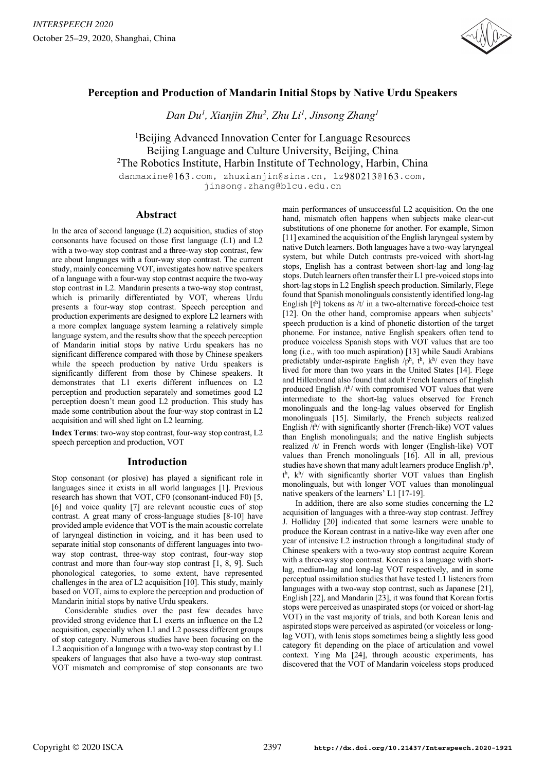# Perception and Production of Mandarin Initial Stops by Native Urdu Speakers

*Dan Du[1], Xianjin Zhu[2], Zhu Li[1], Jinsong Zhang[1]*

[1]Beijing Advanced Innovation Center for Language Resources
Beijing Language and Culture University, Beijing, China
[2]The Robotics Institute, Harbin Institute of Technology, Harbin, China

danmaxine@163.com, zhuxianjin@sina.cn, lz980213@163.com, jinsong.zhang@blcu.edu.cn

## Abstract

In the area of second language (L2) acquisition, studies of stop consonants have focused on those first language (L1) and L2 with a two-way stop contrast and a three-way stop contrast, few are about languages with a four-way stop contrast. The current study, mainly concerning VOT, investigates how native speakers of a language with a four-way stop contrast acquire the two-way stop contrast in L2. Mandarin presents a two-way stop contrast, which is primarily differentiated by VOT, whereas Urdu presents a four-way stop contrast. Speech perception and production experiments are designed to explore L2 learners with a more complex language system learning a relatively simple language system, and the results show that the speech perception of Mandarin initial stops by native Urdu speakers has no significant difference compared with those by Chinese speakers while the speech production by native Urdu speakers is significantly different from those by Chinese speakers. It demonstrates that L1 exerts different influences on L2 perception and production separately and sometimes good L2 perception doesn't mean good L2 production. This study has made some contribution about the four-way stop contrast in L2 acquisition and will shed light on L2 learning.

**Index Terms**: two-way stop contrast, four-way stop contrast, L2 speech perception and production, VOT

## Introduction

Stop consonant (or plosive) has played a significant role in languages since it exists in all world languages [1]. Previous research has shown that VOT, CF0 (consonant-induced F0) [5, 6] and voice quality [7] are relevant acoustic cues of stop contrast. A great many of cross-language studies [8-10] have provided ample evidence that VOT is the main acoustic correlate of laryngeal distinction in voicing, and it has been used to separate initial stop consonants of different languages into two-way stop contrast, three-way stop contrast, four-way stop contrast and more than four-way stop contrast [1, 8, 9]. Such phonological categories, to some extent, have represented challenges in the area of L2 acquisition [10]. This study, mainly based on VOT, aims to explore the perception and production of Mandarin initial stops by native Urdu speakers.

Considerable studies over the past few decades have provided strong evidence that L1 exerts an influence on the L2 acquisition, especially when L1 and L2 possess different groups of stop category. Numerous studies have been focusing on the L2 acquisition of a language with a two-way stop contrast by L1 speakers of languages that also have a two-way stop contrast. VOT mismatch and compromise of stop consonants are two main performances of unsuccessful L2 acquisition. On the one hand, mismatch often happens when subjects make clear-cut substitutions of one phoneme for another. For example, Simon [11] examined the acquisition of the English laryngeal system by native Dutch learners. Both languages have a two-way laryngeal system, but while Dutch contrasts pre-voiced with short-lag stops, English has a contrast between short-lag and long-lag stops. Dutch learners often transfer their L1 pre-voiced stops into short-lag stops in L2 English speech production. Similarly, Flege found that Spanish monolinguals consistently identified long-lag English [$t^h$] tokens as /t/ in a two-alternative forced-choice test [12]. On the other hand, compromise appears when subjects' speech production is a kind of phonetic distortion of the target phoneme. For instance, native English speakers often tend to produce voiceless Spanish stops with VOT values that are too long (i.e., with too much aspiration) [13] while Saudi Arabians predictably under-aspirate English /$p^h$, $t^h$, $k^h$/ even they have lived for more than two years in the United States [14]. Flege and Hillenbrand also found that adult French learners of English produced English /$t^h$/ with compromised VOT values that were intermediate to the short-lag values observed for French monolinguals and the long-lag values observed for English monolinguals [15]. Similarly, the French subjects realized English /$t^h$/ with significantly shorter (French-like) VOT values than English monolinguals; and the native English subjects realized /t/ in French words with longer (English-like) VOT values than French monolinguals [16]. All in all, previous studies have shown that many adult learners produce English /$p^h$, $t^h$, $k^h$/ with significantly shorter VOT values than English monolinguals, but with longer VOT values than monolingual native speakers of the learners' L1 [17-19].

In addition, there are also some studies concerning the L2 acquisition of languages with a three-way stop contrast. Jeffrey J. Holliday [20] indicated that some learners were unable to produce the Korean contrast in a native-like way even after one year of intensive L2 instruction through a longitudinal study of Chinese speakers with a two-way stop contrast acquire Korean with a three-way stop contrast. Korean is a language with short-lag, medium-lag and long-lag VOT respectively, and in some perceptual assimilation studies that have tested L1 listeners from languages with a two-way stop contrast, such as Japanese [21], English [22], and Mandarin [23], it was found that Korean fortis stops were perceived as unaspirated stops (or voiced or short-lag VOT) in the vast majority of trials, and both Korean lenis and aspirated stops were perceived as aspirated (or voiceless or long-lag VOT), with lenis stops sometimes being a slightly less good category fit depending on the place of articulation and vowel context. Ying Ma [24], through acoustic experiments, has discovered that the VOT of Mandarin voiceless stops produced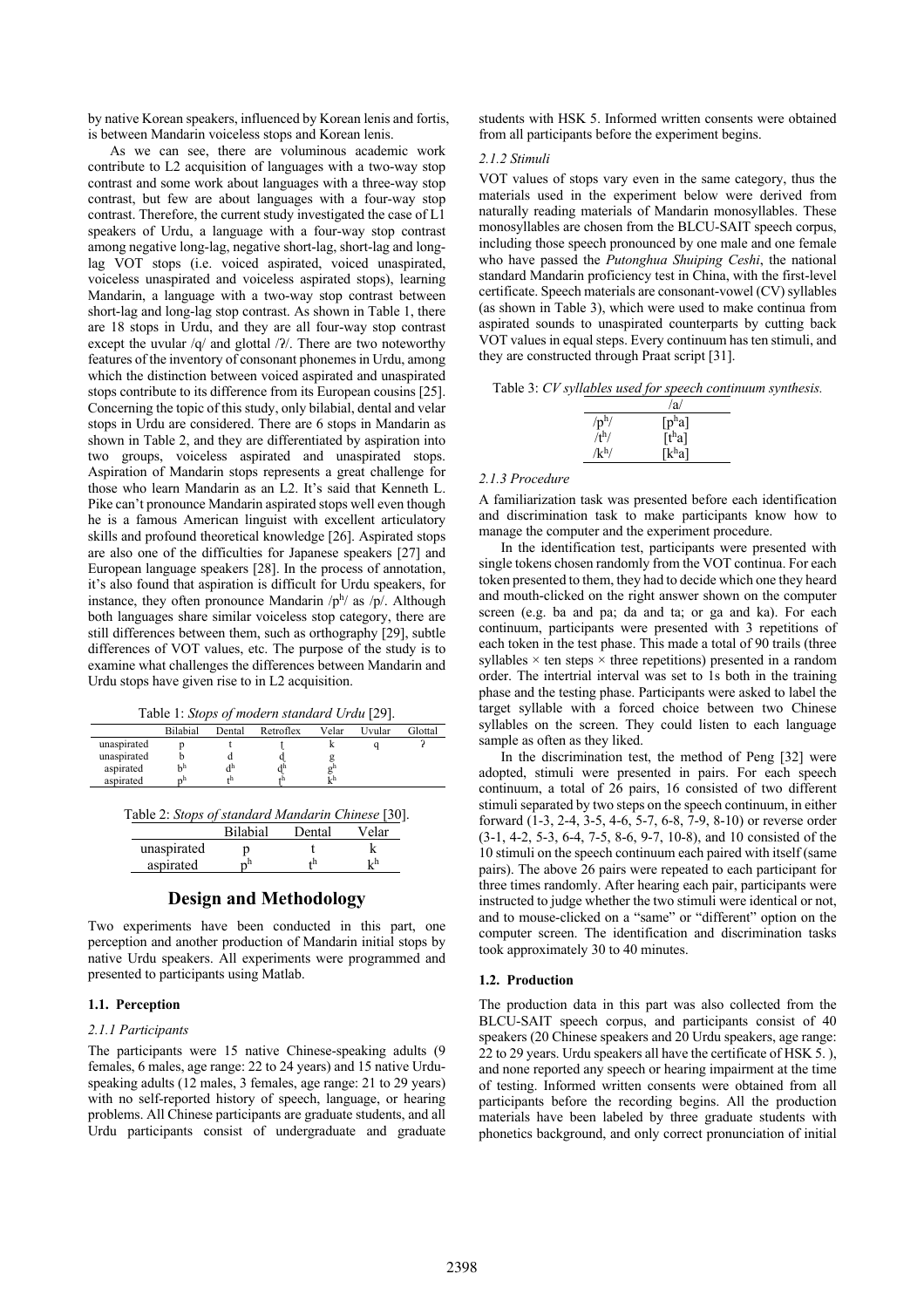by native Korean speakers, influenced by Korean lenis and fortis, is between Mandarin voiceless stops and Korean lenis.

As we can see, there are voluminous academic work contribute to L2 acquisition of languages with a two-way stop contrast and some work about languages with a three-way stop contrast, but few are about languages with a four-way stop contrast. Therefore, the current study investigated the case of L1 speakers of Urdu, a language with a four-way stop contrast among negative long-lag, negative short-lag, short-lag and long-lag VOT stops (i.e. voiced aspirated, voiced unaspirated, voiceless unaspirated and voiceless aspirated stops), learning Mandarin, a language with a two-way stop contrast between short-lag and long-lag stop contrast. As shown in Table 1, there are 18 stops in Urdu, and they are all four-way stop contrast except the uvular /q/ and glottal /ʔ/. There are two noteworthy features of the inventory of consonant phonemes in Urdu, among which the distinction between voiced aspirated and unaspirated stops contribute to its difference from its European cousins [25]. Concerning the topic of this study, only bilabial, dental and velar stops in Urdu are considered. There are 6 stops in Mandarin as shown in Table 2, and they are differentiated by aspiration into two groups, voiceless aspirated and unaspirated stops. Aspiration of Mandarin stops represents a great challenge for those who learn Mandarin as an L2. It's said that Kenneth L. Pike can't pronounce Mandarin aspirated stops well even though he is a famous American linguist with excellent articulatory skills and profound theoretical knowledge [26]. Aspirated stops are also one of the difficulties for Japanese speakers [27] and European language speakers [28]. In the process of annotation, it's also found that aspiration is difficult for Urdu speakers, for instance, they often pronounce Mandarin /pʰ/ as /p/. Although both languages share similar voiceless stop category, there are still differences between them, such as orthography [29], subtle differences of VOT values, etc. The purpose of the study is to examine what challenges the differences between Mandarin and Urdu stops have given rise to in L2 acquisition.

Table 1: *Stops of modern standard Urdu* [29].

| | Bilabial | Dental | Retroflex | Velar | Uvular | Glottal |
|---|---|---|---|---|---|---|
| unaspirated | p | t̪ | ʈ | k | q | ʔ |
| unaspirated | b | d̪ | ɖ | g | | |
| aspirated | bʰ | d̪ʰ | ɖʰ | gʰ | | |
| aspirated | pʰ | t̪ʰ | ʈʰ | kʰ | | |

Table 2: *Stops of standard Mandarin Chinese* [30].

| | Bilabial | Dental | Velar |
|---|---|---|---|
| unaspirated | p | t | k |
| aspirated | pʰ | tʰ | kʰ |

# Design and Methodology

Two experiments have been conducted in this part, one perception and another production of Mandarin initial stops by native Urdu speakers. All experiments were programmed and presented to participants using Matlab.

## 1.1. Perception

### 2.1.1 Participants

The participants were 15 native Chinese-speaking adults (9 females, 6 males, age range: 22 to 24 years) and 15 native Urdu-speaking adults (12 males, 3 females, age range: 21 to 29 years) with no self-reported history of speech, language, or hearing problems. All Chinese participants are graduate students, and all Urdu participants consist of undergraduate and graduate students with HSK 5. Informed written consents were obtained from all participants before the experiment begins.

### 2.1.2 Stimuli

VOT values of stops vary even in the same category, thus the materials used in the experiment below were derived from naturally reading materials of Mandarin monosyllables. These monosyllables are chosen from the BLCU-SAIT speech corpus, including those speech pronounced by one male and one female who have passed the *Putonghua Shuiping Ceshi*, the national standard Mandarin proficiency test in China, with the first-level certificate. Speech materials are consonant-vowel (CV) syllables (as shown in Table 3), which were used to make continua from aspirated sounds to unaspirated counterparts by cutting back VOT values in equal steps. Every continuum has ten stimuli, and they are constructed through Praat script [31].

Table 3: *CV syllables used for speech continuum synthesis.*

| | /a/ |
|---|---|
| /pʰ/ | [pʰa] |
| /tʰ/ | [tʰa] |
| /kʰ/ | [kʰa] |

### 2.1.3 Procedure

A familiarization task was presented before each identification and discrimination task to make participants know how to manage the computer and the experiment procedure.

In the identification test, participants were presented with single tokens chosen randomly from the VOT continua. For each token presented to them, they had to decide which one they heard and mouth-clicked on the right answer shown on the computer screen (e.g. ba and pa; da and ta; or ga and ka). For each continuum, participants were presented with 3 repetitions of each token in the test phase. This made a total of 90 trails (three syllables × ten steps × three repetitions) presented in a random order. The intertrial interval was set to 1s both in the training phase and the testing phase. Participants were asked to label the target syllable with a forced choice between two Chinese syllables on the screen. They could listen to each language sample as often as they liked.

In the discrimination test, the method of Peng [32] were adopted, stimuli were presented in pairs. For each speech continuum, a total of 26 pairs, 16 consisted of two different stimuli separated by two steps on the speech continuum, in either forward (1-3, 2-4, 3-5, 4-6, 5-7, 6-8, 7-9, 8-10) or reverse order (3-1, 4-2, 5-3, 6-4, 7-5, 8-6, 9-7, 10-8), and 10 consisted of the 10 stimuli on the speech continuum each paired with itself (same pairs). The above 26 pairs were repeated to each participant for three times randomly. After hearing each pair, participants were instructed to judge whether the two stimuli were identical or not, and to mouse-clicked on a "same" or "different" option on the computer screen. The identification and discrimination tasks took approximately 30 to 40 minutes.

## 1.2. Production

The production data in this part was also collected from the BLCU-SAIT speech corpus, and participants consist of 40 speakers (20 Chinese speakers and 20 Urdu speakers, age range: 22 to 29 years. Urdu speakers all have the certificate of HSK 5. ), and none reported any speech or hearing impairment at the time of testing. Informed written consents were obtained from all participants before the recording begins. All the production materials have been labeled by three graduate students with phonetics background, and only correct pronunciation of initial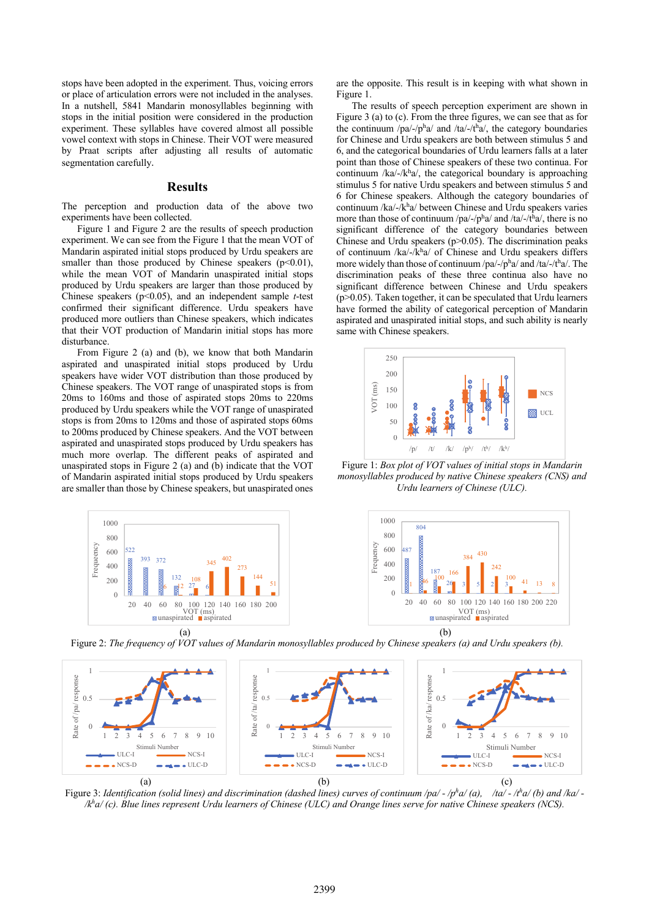stops have been adopted in the experiment. Thus, voicing errors or place of articulation errors were not included in the analyses. In a nutshell, 5841 Mandarin monosyllables beginning with stops in the initial position were considered in the production experiment. These syllables have covered almost all possible vowel context with stops in Chinese. Their VOT were measured by Praat scripts after adjusting all results of automatic segmentation carefully.

## Results

The perception and production data of the above two experiments have been collected.

Figure 1 and Figure 2 are the results of speech production experiment. We can see from the Figure 1 that the mean VOT of Mandarin aspirated initial stops produced by Urdu speakers are smaller than those produced by Chinese speakers ($p<0.01$), while the mean VOT of Mandarin unaspirated initial stops produced by Urdu speakers are larger than those produced by Chinese speakers ($p<0.05$), and an independent sample *t*-test confirmed their significant difference. Urdu speakers have produced more outliers than Chinese speakers, which indicates that their VOT production of Mandarin initial stops has more disturbance.

From Figure 2 (a) and (b), we know that both Mandarin aspirated and unaspirated initial stops produced by Urdu speakers have wider VOT distribution than those produced by Chinese speakers. The VOT range of unaspirated stops is from 20ms to 160ms and those of aspirated stops 20ms to 220ms produced by Urdu speakers while the VOT range of unaspirated stops is from 20ms to 120ms and those of aspirated stops 60ms to 200ms produced by Chinese speakers. And the VOT between aspirated and unaspirated stops produced by Urdu speakers has much more overlap. The different peaks of aspirated and unaspirated stops in Figure 2 (a) and (b) indicate that the VOT of Mandarin aspirated initial stops produced by Urdu speakers are smaller than those by Chinese speakers, but unaspirated ones are the opposite. This result is in keeping with what shown in Figure 1.

The results of speech perception experiment are shown in Figure 3 (a) to (c). From the three figures, we can see that as for the continuum /pa/-/pʰa/ and /ta/-/tʰa/, the category boundaries for Chinese and Urdu speakers are both between stimulus 5 and 6, and the categorical boundaries of Urdu learners falls at a later point than those of Chinese speakers of these two continua. For continuum /ka/-/kʰa/, the categorical boundary is approaching stimulus 5 for native Urdu speakers and between stimulus 5 and 6 for Chinese speakers. Although the category boundaries of continuum /ka/-/kʰa/ between Chinese and Urdu speakers varies more than those of continuum /pa/-/pʰa/ and /ta/-/tʰa/, there is no significant difference category boundaries between Chinese and Urdu speakers ($p>0.05$). The discrimination peaks of continuum /ka/-/kʰa/ of Chinese and Urdu speakers differs more widely than those of continuum /pa/-/pʰa/ and /ta/-/tʰa/. The discrimination peaks of these three continua also have no significant difference between Chinese and Urdu speakers ($p>0.05$). Taken together, it can be speculated that Urdu learners have formed the ability of categorical perception of Mandarin aspirated and unaspirated initial stops, and such ability is nearly same with Chinese speakers.

Figure 1: *Box plot of VOT values of initial stops in Mandarin monosyllables produced by native Chinese speakers (CNS) and Urdu learners of Chinese (ULC).*

Figure 2: *The frequency of VOT values of Mandarin monosyllables produced by Chinese speakers (a) and Urdu speakers (b).*

Figure 3: *Identification (solid lines) and discrimination (dashed lines) curves of continuum /pa/ - /pʰa/ (a), /ta/ - /tʰa/ (b) and /ka/ - /kʰa/ (c). Blue lines represent Urdu learners of Chinese (ULC) and Orange lines serve for native Chinese speakers (NCS).*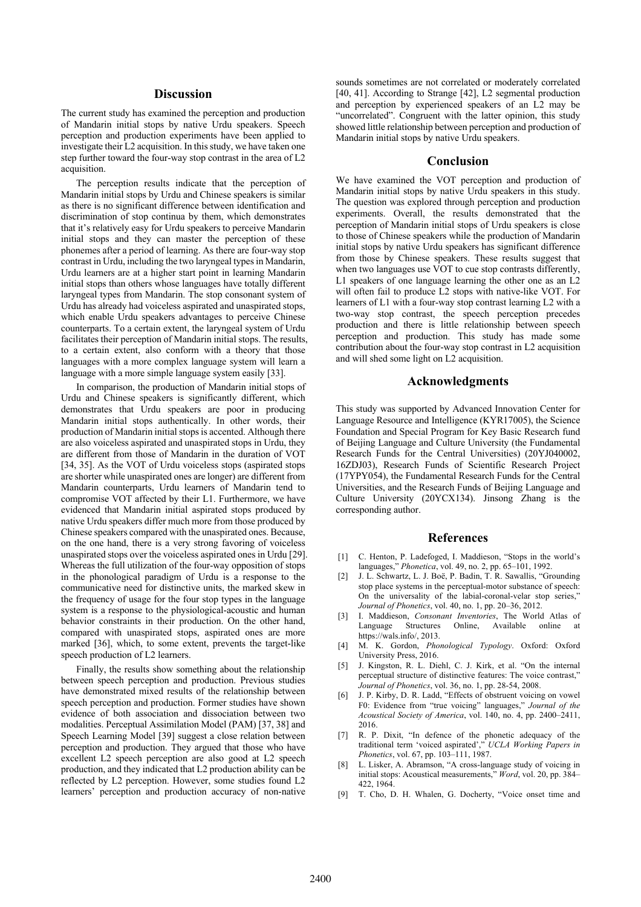## Discussion

The current study has examined the perception and production of Mandarin initial stops by native Urdu speakers. Speech perception and production experiments have been applied to investigate their L2 acquisition. In this study, we have taken one step further toward the four-way stop contrast in the area of L2 acquisition.

The perception results indicate that the perception of Mandarin initial stops by Urdu and Chinese speakers is similar as there is no significant difference between identification and discrimination of stop continua by them, which demonstrates that it's relatively easy for Urdu speakers to perceive Mandarin initial stops and they can master the perception of these phonemes after a period of learning. As there are four-way stop contrast in Urdu, including the two laryngeal types in Mandarin, Urdu learners are at a higher start point in learning Mandarin initial stops than others whose languages have totally different laryngeal types from Mandarin. The stop consonant system of Urdu has already had voiceless aspirated and unaspirated stops, which enable Urdu speakers advantages to perceive Chinese counterparts. To a certain extent, the laryngeal system of Urdu facilitates their perception of Mandarin initial stops. The results, to a certain extent, also conform with a theory that those languages with a more complex language system will learn a language with a more simple language system easily [33].

In comparison, the production of Mandarin initial stops of Urdu and Chinese speakers is significantly different, which demonstrates that Urdu speakers are poor in producing Mandarin initial stops authentically. In other words, their production of Mandarin initial stops is accented. Although there are also voiceless aspirated and unaspirated stops in Urdu, they are different from those of Mandarin in the duration of VOT [34, 35]. As the VOT of Urdu voiceless stops (aspirated stops are shorter while unaspirated ones are longer) are different from Mandarin counterparts, Urdu learners of Mandarin tend to compromise VOT affected by their L1. Furthermore, we have evidenced that Mandarin initial aspirated stops produced by native Urdu speakers differ much more from those produced by Chinese speakers compared with the unaspirated ones. Because, on the one hand, there is a very strong favoring of voiceless unaspirated stops over the voiceless aspirated ones in Urdu [29]. Whereas the full utilization of the four-way opposition of stops in the phonological paradigm of Urdu is a response to the communicative need for distinctive units, the marked skew in the frequency of usage for the four stop types in the language system is a response to the physiological-acoustic and human behavior constraints in their production. On the other hand, compared with unaspirated stops, aspirated ones are more marked [36], which, to some extent, prevents the target-like speech production of L2 learners.

Finally, the results show something about the relationship between speech perception and production. Previous studies have demonstrated mixed results of the relationship between speech perception and production. Former studies have shown evidence of both association and dissociation between two modalities. Perceptual Assimilation Model (PAM) [37, 38] and Speech Learning Model [39] suggest a close relation between perception and production. They argued that those who have excellent L2 speech perception are also good at L2 speech production, and they indicated that L2 production ability can be reflected by L2 perception. However, some studies found L2 learners' perception and production accuracy of non-native sounds sometimes are not correlated or moderately correlated [40, 41]. According to Strange [42], L2 segmental production and perception by experienced speakers of an L2 may be "uncorrelated". Congruent with the latter opinion, this study showed little relationship between perception and production of Mandarin initial stops by native Urdu speakers.

## Conclusion

We have examined the VOT perception and production of Mandarin initial stops by native Urdu speakers in this study. The question was explored through perception and production experiments. Overall, the results demonstrated that the perception of Mandarin initial stops of Urdu speakers is close to those of Chinese speakers while the production of Mandarin initial stops by native Urdu speakers has significant difference from those by Chinese speakers. These results suggest that when two languages use VOT to cue stop contrasts differently, L1 speakers of one language learning the other one as an L2 will often fail to produce L2 stops with native-like VOT. For learners of L1 with a four-way stop contrast learning L2 with a two-way stop contrast, the speech perception precedes production and there is little relationship between speech perception and production. This study has made some contribution about the four-way stop contrast in L2 acquisition and will shed some light on L2 acquisition.

## Acknowledgments

This study was supported by Advanced Innovation Center for Language Resource and Intelligence (KYR17005), the Science Foundation and Special Program for Key Basic Research fund of Beijing Language and Culture University (the Fundamental Research Funds for the Central Universities) (20YJ040002, 16ZDJ03), Research Funds of Scientific Research Project (17YPY054), the Fundamental Research Funds for the Central Universities, and the Research Funds of Beijing Language and Culture University (20YCX134). Jinsong Zhang is the corresponding author.

## References

[1] C. Henton, P. Ladefoged, I. Maddieson, "Stops in the world's languages," *Phonetica*, vol. 49, no. 2, pp. 65–101, 1992.

[2] J. L. Schwartz, L. J. Boë, P. Badin, T. R. Sawallis, "Grounding stop place systems in the perceptual-motor substance of speech: On the universality of the labial-coronal-velar stop series," *Journal of Phonetics*, vol. 40, no. 1, pp. 20–36, 2012.

[3] I. Maddieson, *Consonant Inventories*, The World Atlas of Language Structures Online, Available online at https://wals.info/, 2013.

[4] M. K. Gordon, *Phonological Typology*. Oxford: Oxford University Press, 2016.

[5] J. Kingston, R. L. Diehl, C. J. Kirk, et al. "On the internal perceptual structure of distinctive features: The voice contrast," *Journal of Phonetics*, vol. 36, no. 1, pp. 28-54, 2008.

[6] J. P. Kirby, D. R. Ladd, "Effects of obstruent voicing on vowel F0: Evidence from "true voicing" languages," *Journal of the Acoustical Society of America*, vol. 140, no. 4, pp. 2400–2411, 2016.

[7] R. P. Dixit, "In defence of the phonetic adequacy of the traditional term 'voiced aspirated'," *UCLA Working Papers in Phonetics*, vol. 67, pp. 103–111, 1987.

[8] L. Lisker, A. Abramson, "A cross-language study of voicing in initial stops: Acoustical measurements," *Word*, vol. 20, pp. 384–422, 1964.

[9] T. Cho, D. H. Whalen, G. Docherty, "Voice onset time and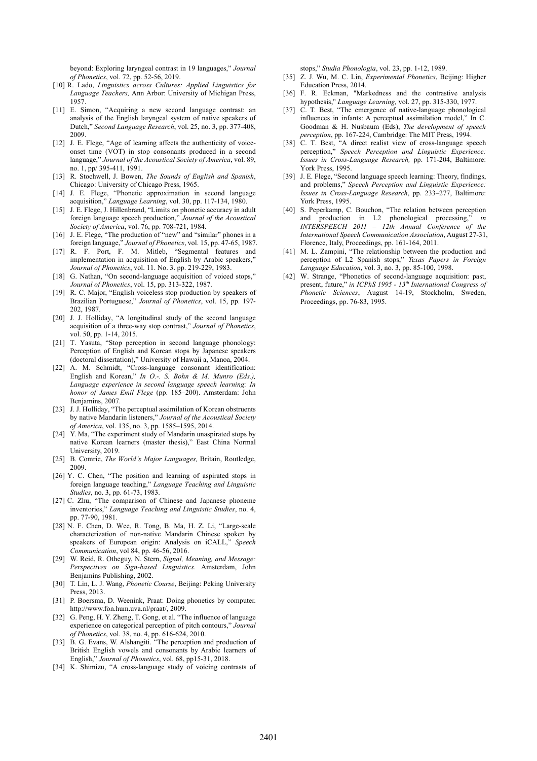beyond: Exploring laryngeal contrast in 19 languages," *Journal of Phonetics*, vol. 72, pp. 52-56, 2019.

[10] R. Lado, *Linguistics across Cultures: Applied Linguistics for Language Teachers,* Ann Arbor: University of Michigan Press, 1957.

[11] E. Simon, "Acquiring a new second language contrast: an analysis of the English laryngeal system of native speakers of Dutch," *Second Language Research*, vol. 25, no. 3, pp. 377-408, 2009.

[12] J. E. Flege, "Age of learning affects the authenticity of voice-onset time (VOT) in stop consonants produced in a second language," *Journal of the Acoustical Society of America*, vol. 89, no. 1, pp/ 395-411, 1991.

[13] R. Stochwell, J. Bowen, *The Sounds of English and Spanish*, Chicago: University of Chicago Press, 1965.

[14] J. E. Flege, "Phonetic approximation in second language acquisition," *Language Learning*, vol. 30, pp. 117-134, 1980.

[15] J. E. Flege, J. Hillenbrand, "Limits on phonetic accuracy in adult foreign language speech production," *Journal of the Acoustical Society of America*, vol. 76, pp. 708-721, 1984.

[16] J. E. Flege, "The production of "new" and "similar" phones in a foreign language," *Journal of Phonetics*, vol. 15, pp. 47-65, 1987.

[17] R. F. Port, F. M. Mitleb, "Segmental features and implementation in acquisition of English by Arabic speakers," *Journal of Phonetics*, vol. 11. No. 3. pp. 219-229, 1983.

[18] G. Nathan, "On second-language acquisition of voiced stops," *Journal of Phonetics*, vol. 15, pp. 313-322, 1987.

[19] R. C. Major, "English voiceless stop production by speakers of Brazilian Portuguese," *Journal of Phonetics*, vol. 15, pp. 197-202, 1987.

[20] J. J. Holliday, "A longitudinal study of the second language acquisition of a three-way stop contrast," *Journal of Phonetics*, vol. 50, pp. 1-14, 2015.

[21] T. Yasuta, "Stop perception in second language phonology: Perception of English and Korean stops by Japanese speakers (doctoral dissertation)," University of Hawaii a, Manoa, 2004.

[22] A. M. Schmidt, "Cross-language consonant identification: English and Korean," *In O.-. S. Bohn & M. Munro (Eds.), Language experience in second language speech learning: In honor of James Emil Flege* (pp. 185–200). Amsterdam: John Benjamins, 2007.

[23] J. J. Holliday, "The perceptual assimilation of Korean obstruents by native Mandarin listeners," *Journal of the Acoustical Society of America*, vol. 135, no. 3, pp. 1585–1595, 2014.

[24] Y. Ma, "The experiment study of Mandarin unaspirated stops by native Korean learners (master thesis)," East China Normal University, 2019.

[25] B. Comrie, *The World's Major Languages,* Britain, Routledge, 2009.

[26] Y. C. Chen, "The position and learning of aspirated stops in foreign language teaching," *Language Teaching and Linguistic Studies*, no. 3, pp. 61-73, 1983.

[27] C. Zhu, "The comparison of Chinese and Japanese phoneme inventories," *Language Teaching and Linguistic Studies*, no. 4, pp. 77-90, 1981.

[28] N. F. Chen, D. Wee, R. Tong, B. Ma, H. Z. Li, "Large-scale characterization of non-native Mandarin Chinese spoken by speakers of European origin: Analysis on iCALL," *Speech Communication*, vol 84, pp. 46-56, 2016.

[29] W. Reid, R. Otheguy, N. Stern, *Signal, Meaning, and Message: Perspectives on Sign-based Linguistics.* Amsterdam, John Benjamins Publishing, 2002.

[30] T. Lin, L. J. Wang, *Phonetic Course*, Beijing: Peking University Press, 2013.

[31] P. Boersma, D. Weenink, Praat: Doing phonetics by computer. http://www.fon.hum.uva.nl/praat/, 2009.

[32] G. Peng, H. Y. Zheng, T. Gong, et al. "The influence of language experience on categorical perception of pitch contours," *Journal of Phonetics*, vol. 38, no. 4, pp. 616-624, 2010.

[33] B. G. Evans, W. Alshangiti. "The perception and production of British English vowels and consonants by Arabic learners of English," *Journal of Phonetics*, vol. 68, pp15-31, 2018.

[34] K. Shimizu, "A cross-language study of voicing contrasts of stops," *Studia Phonologia*, vol. 23, pp. 1-12, 1989.

[35] Z. J. Wu, M. C. Lin, *Experimental Phonetics*, Beijing: Higher Education Press, 2014.

[36] F. R. Eckman, "Markedness and the contrastive analysis hypothesis," *Language Learning,* vol. 27, pp. 315-330, 1977.

[37] C. T. Best, "The emergence of native-language phonological influences in infants: A perceptual assimilation model," In C. Goodman & H. Nusbaum (Eds), *The development of speech perception*, pp. 167-224, Cambridge: The MIT Press, 1994.

[38] C. T. Best, "A direct realist view of cross-language speech perception," *Speech Perception and Linguistic Experience: Issues in Cross-Language Research,* pp. 171-204, Baltimore: York Press, 1995.

[39] J. E. Flege, "Second language speech learning: Theory, findings, and problems," *Speech Perception and Linguistic Experience: Issues in Cross-Language Research*, pp. 233–277, Baltimore: York Press, 1995.

[40] S. Peperkamp, C. Bouchon, "The relation between perception and production in L2 phonological processing," *in INTERSPEECH 2011 – 12th Annual Conference of the International Speech Communication Association*, August 27-31, Florence, Italy, Proceedings, pp. 161-164, 2011.

[41] M. L. Zampini, "The relationship between the production and perception of L2 Spanish stops," *Texas Papers in Foreign Language Education*, vol. 3, no. 3, pp. 85-100, 1998.

[42] W. Strange, "Phonetics of second-language acquisition: past, present, future," *in ICPhS 1995 - 13th International Congress of Phonetic Sciences*, August 14-19, Stockholm, Sweden, Proceedings, pp. 76-83, 1995.